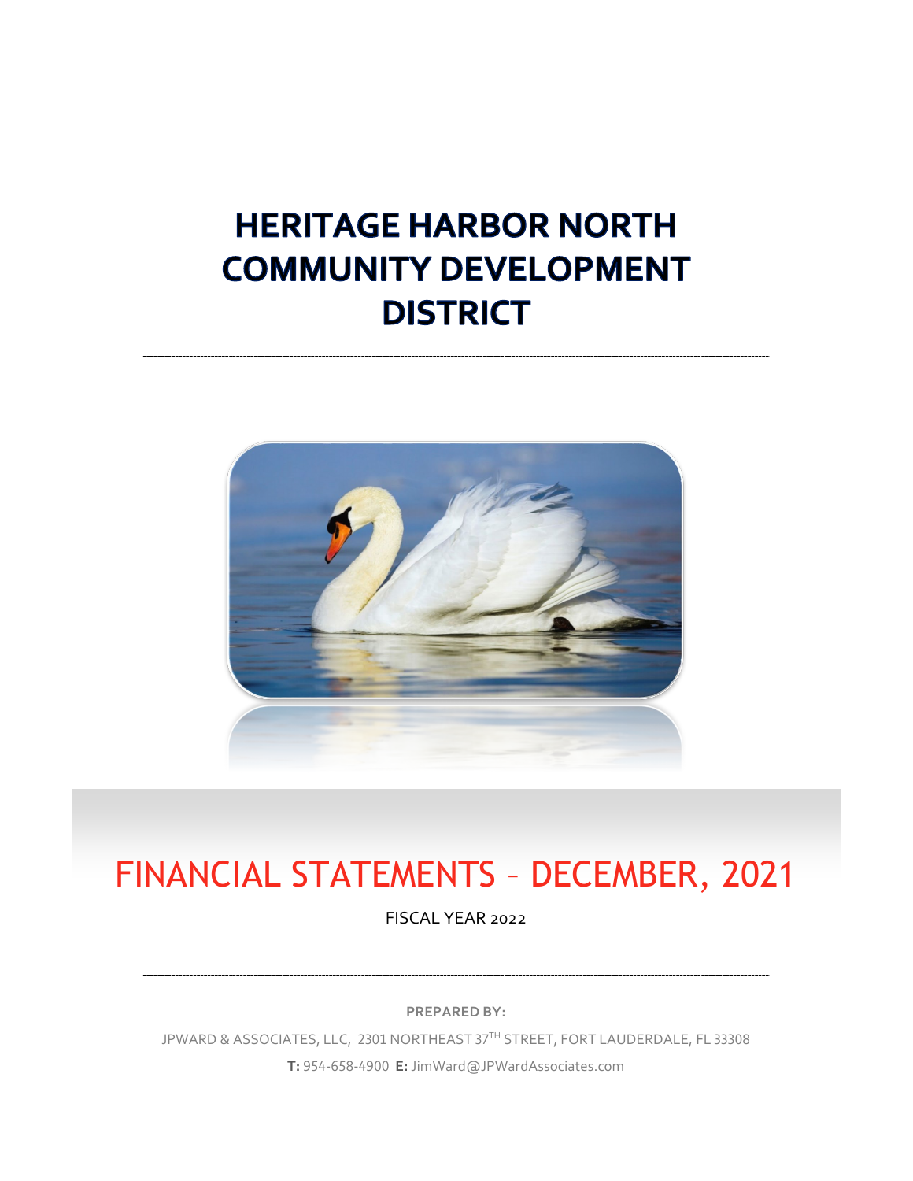# HERITAGE HARBOR NORTH COMMUNITY DEVELOPMENT DISTRICT

---

# FINANCIAL STATEMENTS – DECEMBER, 2021

FISCAL YEAR 2022

---

**PREPARED BY:**

JPWARD & ASSOCIATES, LLC, 2301 NORTHEAST 37TH STREET, FORT LAUDERDALE, FL 33308

**T:** 954-658-4900 **E:** JimWard@JPWardAssociates.com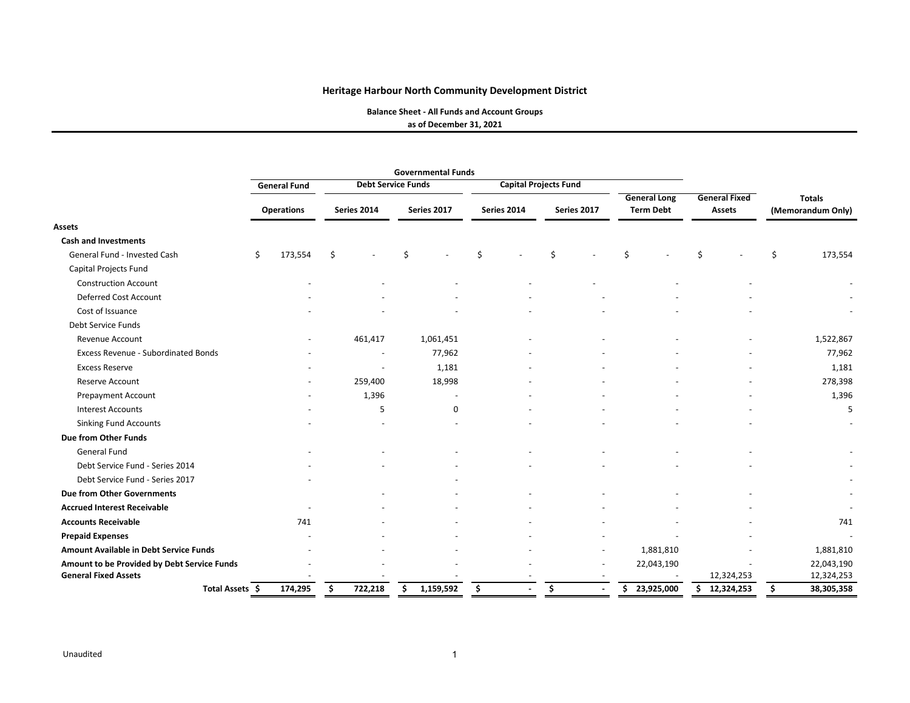# Heritage Harbour North Community Development District

**Balance Sheet - All Funds and Account Groups**
**as of December 31, 2021**

| | Governmental Funds | | | | | | | |
|---|---|---|---|---|---|---|---|---|
| | General Fund | Debt Service Funds | | Capital Projects Fund | | | | |
| | Operations | Series 2014 | Series 2017 | Series 2014 | Series 2017 | General Long Term Debt | General Fixed Assets | Totals (Memorandum Only) |
| **Assets** | | | | | | | | |
| **Cash and Investments** | | | | | | | | |
| General Fund - Invested Cash | $ 173,554 | $ - | $ - | $ - | $ - | $ - | $ - | $ 173,554 |
| Capital Projects Fund | | | | | | | | |
| Construction Account | - | - | - | - | - | - | - | - |
| Deferred Cost Account | - | - | - | - | - | - | - | - |
| Cost of Issuance | - | - | - | - | - | - | - | - |
| Debt Service Funds | | | | | | | | |
| Revenue Account | - | 461,417 | 1,061,451 | - | - | - | - | 1,522,867 |
| Excess Revenue - Subordinated Bonds | - | - | 77,962 | - | - | - | - | 77,962 |
| Excess Reserve | - | - | 1,181 | - | - | - | - | 1,181 |
| Reserve Account | - | 259,400 | 18,998 | - | - | - | - | 278,398 |
| Prepayment Account | - | 1,396 | - | - | - | - | - | 1,396 |
| Interest Accounts | - | 5 | 0 | - | - | - | - | 5 |
| Sinking Fund Accounts | - | - | - | - | - | - | - | - |
| **Due from Other Funds** | | | | | | | | |
| General Fund | - | - | - | - | - | - | - | - |
| Debt Service Fund - Series 2014 | - | - | - | - | - | - | - | - |
| Debt Service Fund - Series 2017 | - | | - | | | | | - |
| **Due from Other Governments** | | - | - | - | - | - | - | - |
| **Accrued Interest Receivable** | - | - | - | - | - | - | - | - |
| **Accounts Receivable** | 741 | - | - | - | - | - | - | 741 |
| **Prepaid Expenses** | - | - | - | - | - | - | - | - |
| **Amount Available in Debt Service Funds** | - | - | - | - | - | 1,881,810 | - | 1,881,810 |
| **Amount to be Provided by Debt Service Funds** | - | - | - | - | - | 22,043,190 | - | 22,043,190 |
| **General Fixed Assets** | - | - | - | - | - | - | 12,324,253 | 12,324,253 |
| **Total Assets** | **$ 174,295** | **$ 722,218** | **$ 1,159,592** | **$ -** | **$ -** | **$ 23,925,000** | **$ 12,324,253** | **$ 38,305,358** |

Unaudited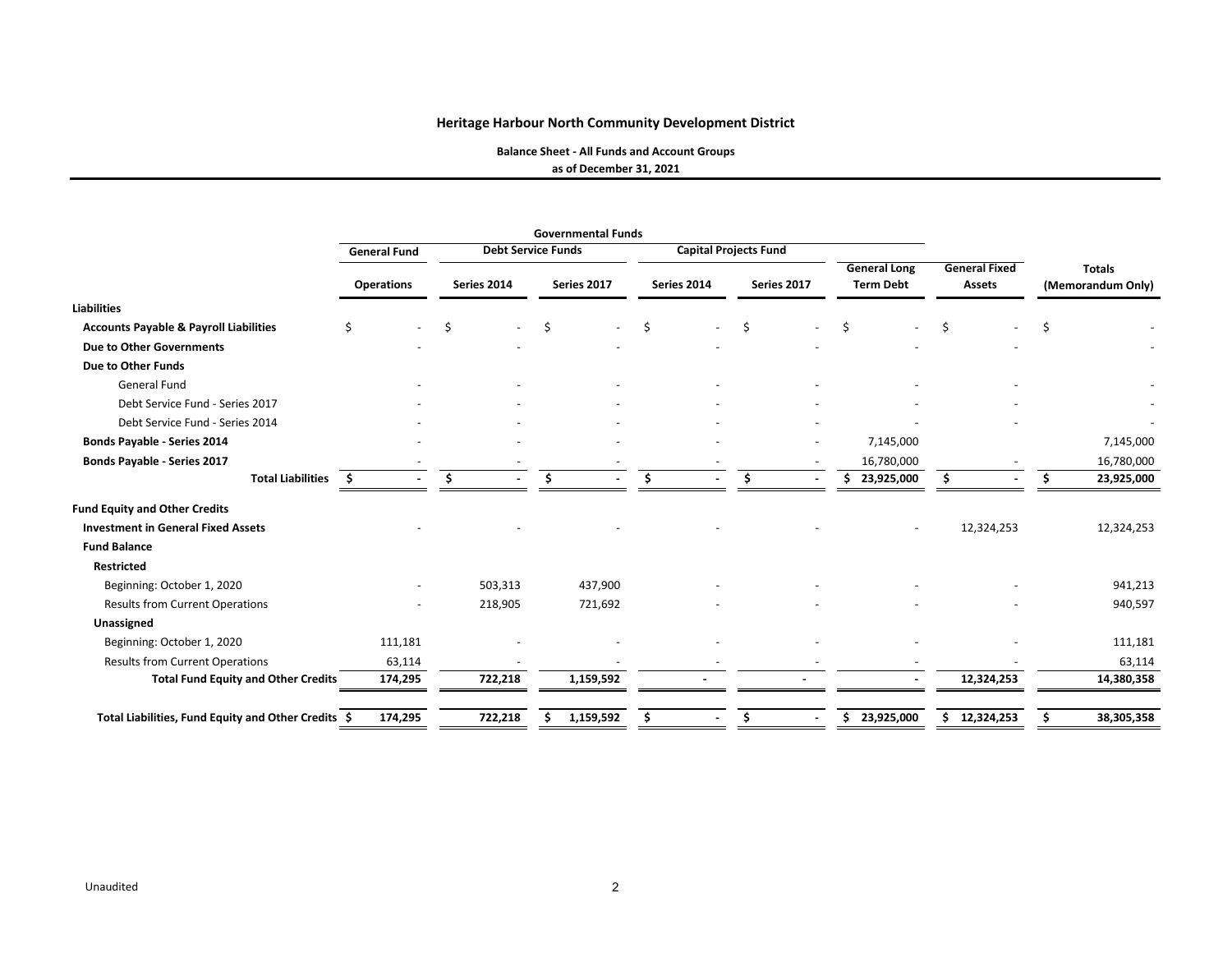## Heritage Harbour North Community Development District

### Balance Sheet - All Funds and Account Groups

**as of December 31, 2021**

| | Governmental Funds | | | | | | | |
|---|---|---|---|---|---|---|---|---|
| | General Fund | Debt Service Funds | | Capital Projects Fund | | | | |
| | Operations | Series 2014 | Series 2017 | Series 2014 | Series 2017 | General Long Term Debt | General Fixed Assets | Totals (Memorandum Only) |
| **Liabilities** | | | | | | | | |
| **Accounts Payable & Payroll Liabilities** | $ - | $ - | $ - | $ - | $ - | $ - | $ - | $ - |
| **Due to Other Governments** | - | - | - | - | - | - | - | - |
| **Due to Other Funds** | | | | | | | | |
| General Fund | - | - | - | - | - | - | - | - |
| Debt Service Fund - Series 2017 | - | - | - | - | - | - | - | - |
| Debt Service Fund - Series 2014 | - | - | - | - | - | - | - | - |
| **Bonds Payable - Series 2014** | - | - | - | - | - | 7,145,000 | | 7,145,000 |
| **Bonds Payable - Series 2017** | - | - | - | - | - | 16,780,000 | - | 16,780,000 |
| **Total Liabilities** | **$ -** | **$ -** | **$ -** | **$ -** | **$ -** | **$ 23,925,000** | **$ -** | **$ 23,925,000** |
| **Fund Equity and Other Credits** | | | | | | | | |
| **Investment in General Fixed Assets** | - | - | - | - | - | - | 12,324,253 | 12,324,253 |
| **Fund Balance** | | | | | | | | |
| **Restricted** | | | | | | | | |
| Beginning: October 1, 2020 | - | 503,313 | 437,900 | - | - | - | - | 941,213 |
| Results from Current Operations | - | 218,905 | 721,692 | - | - | - | - | 940,597 |
| **Unassigned** | | | | | | | | |
| Beginning: October 1, 2020 | 111,181 | - | - | - | - | - | - | 111,181 |
| Results from Current Operations | 63,114 | - | - | - | - | - | - | 63,114 |
| **Total Fund Equity and Other Credits** | **174,295** | **722,218** | **1,159,592** | **-** | **-** | **-** | **12,324,253** | **14,380,358** |
| **Total Liabilities, Fund Equity and Other Credits** | **$ 174,295** | **722,218** | **$ 1,159,592** | **$ -** | **$ -** | **$ 23,925,000** | **$ 12,324,253** | **$ 38,305,358** |

Unaudited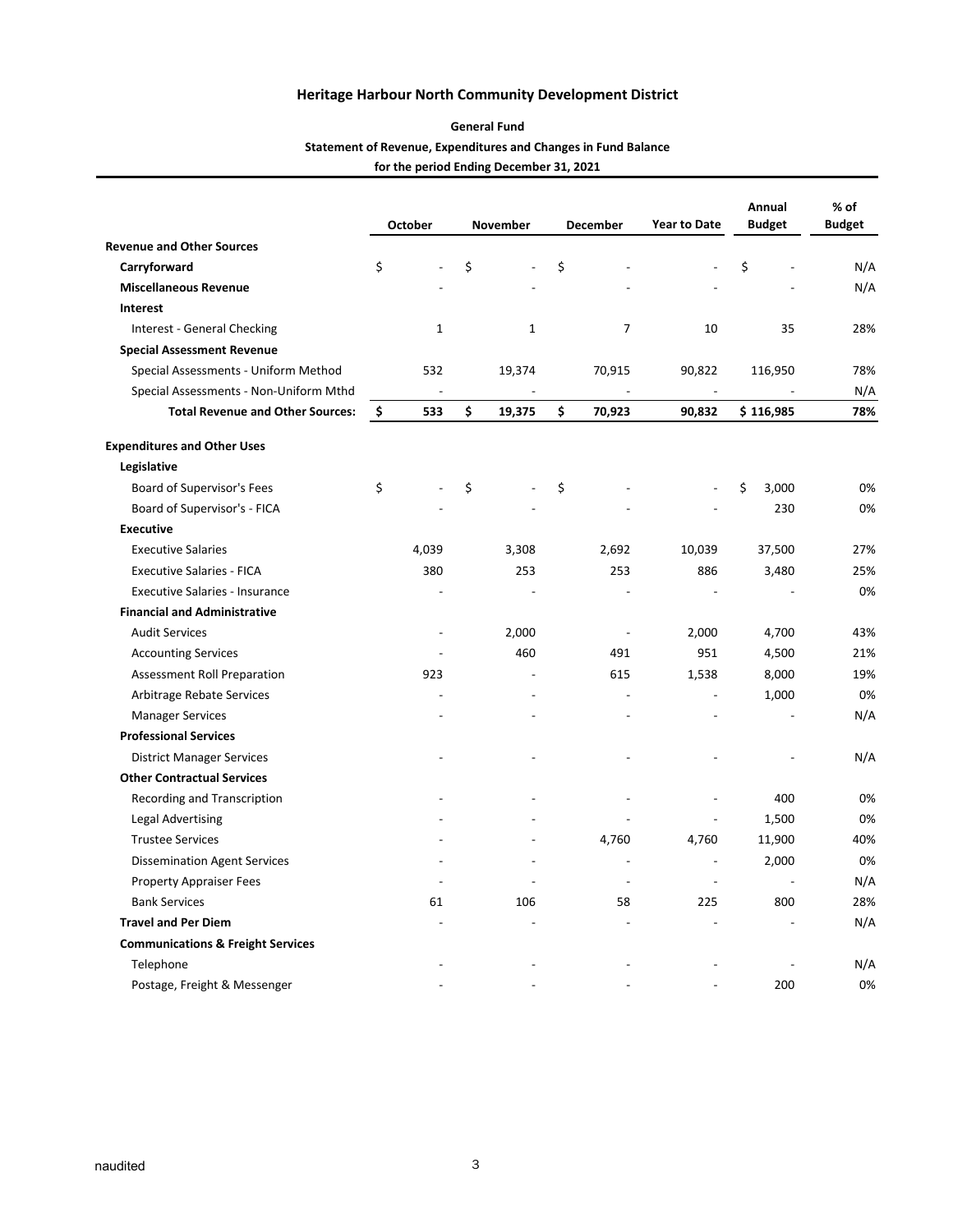# Heritage Harbour North Community Development District

## General Fund

### Statement of Revenue, Expenditures and Changes in Fund Balance

### for the period Ending December 31, 2021

| | October | November | December | Year to Date | Annual Budget | % of Budget |
|---|---|---|---|---|---|---|
| **Revenue and Other Sources** | | | | | | |
| **Carryforward** | $ - | $ - | $ - | - | $ - | N/A |
| **Miscellaneous Revenue** | - | - | - | - | - | N/A |
| **Interest** | | | | | | |
| Interest - General Checking | 1 | 1 | 7 | 10 | 35 | 28% |
| **Special Assessment Revenue** | | | | | | |
| Special Assessments - Uniform Method | 532 | 19,374 | 70,915 | 90,822 | 116,950 | 78% |
| Special Assessments - Non-Uniform Mthd | - | - | - | - | - | N/A |
| **Total Revenue and Other Sources:** | **$ 533** | **$ 19,375** | **$ 70,923** | **90,832** | **$ 116,985** | **78%** |
| | | | | | | |
| **Expenditures and Other Uses** | | | | | | |
| **Legislative** | | | | | | |
| Board of Supervisor's Fees | $ - | $ - | $ - | - | $ 3,000 | 0% |
| Board of Supervisor's - FICA | - | - | - | - | 230 | 0% |
| **Executive** | | | | | | |
| Executive Salaries | 4,039 | 3,308 | 2,692 | 10,039 | 37,500 | 27% |
| Executive Salaries - FICA | 380 | 253 | 253 | 886 | 3,480 | 25% |
| Executive Salaries - Insurance | - | - | - | - | - | 0% |
| **Financial and Administrative** | | | | | | |
| Audit Services | - | 2,000 | - | 2,000 | 4,700 | 43% |
| Accounting Services | - | 460 | 491 | 951 | 4,500 | 21% |
| Assessment Roll Preparation | 923 | - | 615 | 1,538 | 8,000 | 19% |
| Arbitrage Rebate Services | - | - | - | - | 1,000 | 0% |
| Manager Services | - | - | - | - | - | N/A |
| **Professional Services** | | | | | | |
| District Manager Services | - | - | - | - | - | N/A |
| **Other Contractual Services** | | | | | | |
| Recording and Transcription | - | - | - | - | 400 | 0% |
| Legal Advertising | - | - | - | - | 1,500 | 0% |
| Trustee Services | - | - | 4,760 | 4,760 | 11,900 | 40% |
| Dissemination Agent Services | - | - | - | - | 2,000 | 0% |
| Property Appraiser Fees | - | - | - | - | - | N/A |
| Bank Services | 61 | 106 | 58 | 225 | 800 | 28% |
| **Travel and Per Diem** | - | - | - | - | - | N/A |
| **Communications & Freight Services** | | | | | | |
| Telephone | - | - | - | - | - | N/A |
| Postage, Freight & Messenger | - | - | - | - | 200 | 0% |

naudited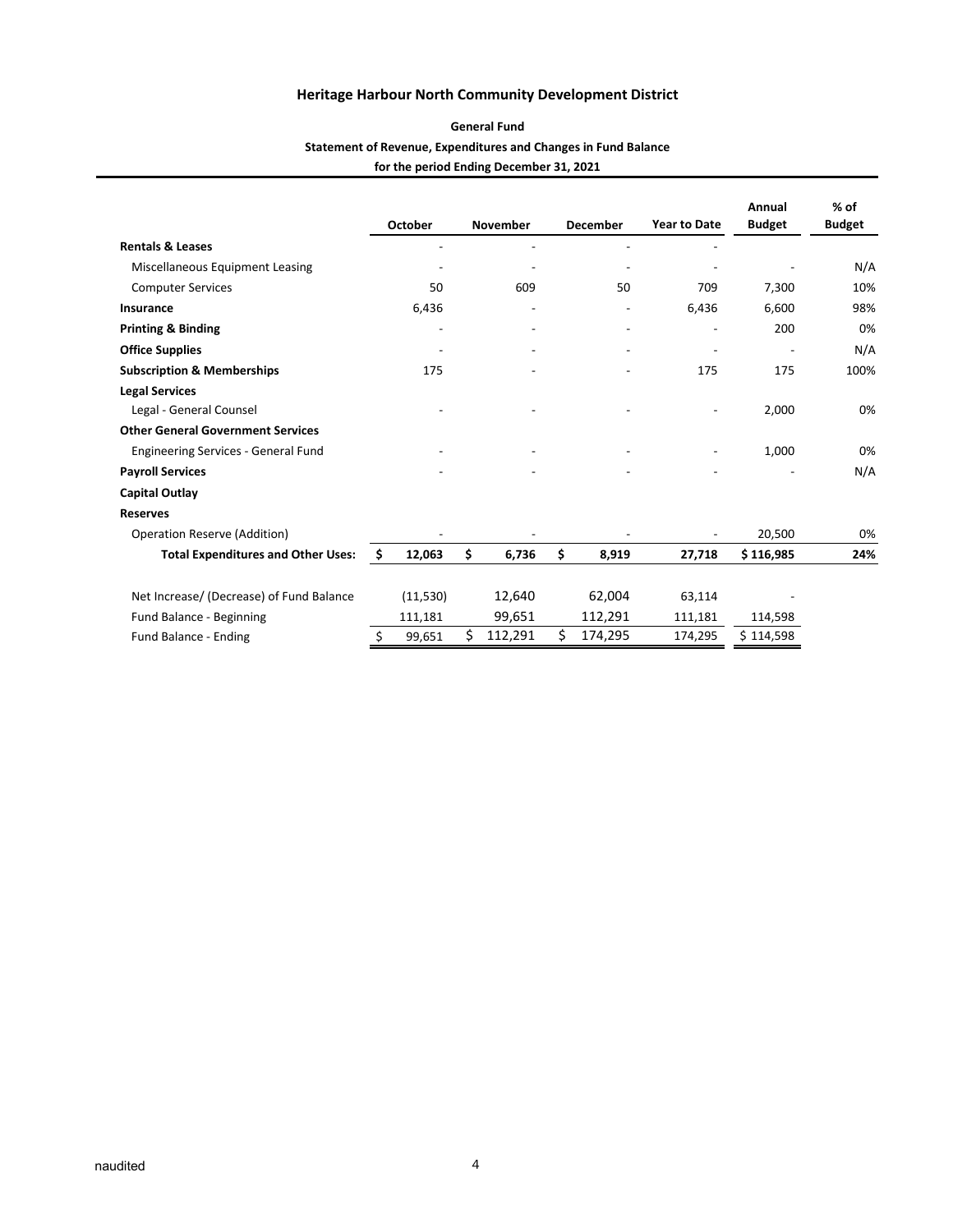# Heritage Harbour North Community Development District

## General Fund

### Statement of Revenue, Expenditures and Changes in Fund Balance

**for the period Ending December 31, 2021**

| | October | November | December | Year to Date | Annual Budget | % of Budget |
|---|---|---|---|---|---|---|
| **Rentals & Leases** | - | - | - | - | | |
| Miscellaneous Equipment Leasing | - | - | - | - | - | N/A |
| Computer Services | 50 | 609 | 50 | 709 | 7,300 | 10% |
| **Insurance** | 6,436 | - | - | 6,436 | 6,600 | 98% |
| **Printing & Binding** | - | - | - | - | 200 | 0% |
| **Office Supplies** | - | - | - | - | - | N/A |
| **Subscription & Memberships** | 175 | - | - | 175 | 175 | 100% |
| **Legal Services** | | | | | | |
| Legal - General Counsel | - | - | - | - | 2,000 | 0% |
| **Other General Government Services** | | | | | | |
| Engineering Services - General Fund | - | - | - | - | 1,000 | 0% |
| **Payroll Services** | - | - | - | - | - | N/A |
| **Capital Outlay** | | | | | | |
| **Reserves** | | | | | | |
| Operation Reserve (Addition) | - | - | - | - | 20,500 | 0% |
| **Total Expenditures and Other Uses:** | **$ 12,063** | **$ 6,736** | **$ 8,919** | **27,718** | **$ 116,985** | **24%** |
| | | | | | | |
| Net Increase/ (Decrease) of Fund Balance | (11,530) | 12,640 | 62,004 | 63,114 | - | |
| Fund Balance - Beginning | 111,181 | 99,651 | 112,291 | 111,181 | 114,598 | |
| Fund Balance - Ending | $ 99,651 | $ 112,291 | $ 174,295 | 174,295 | $ 114,598 | |

naudited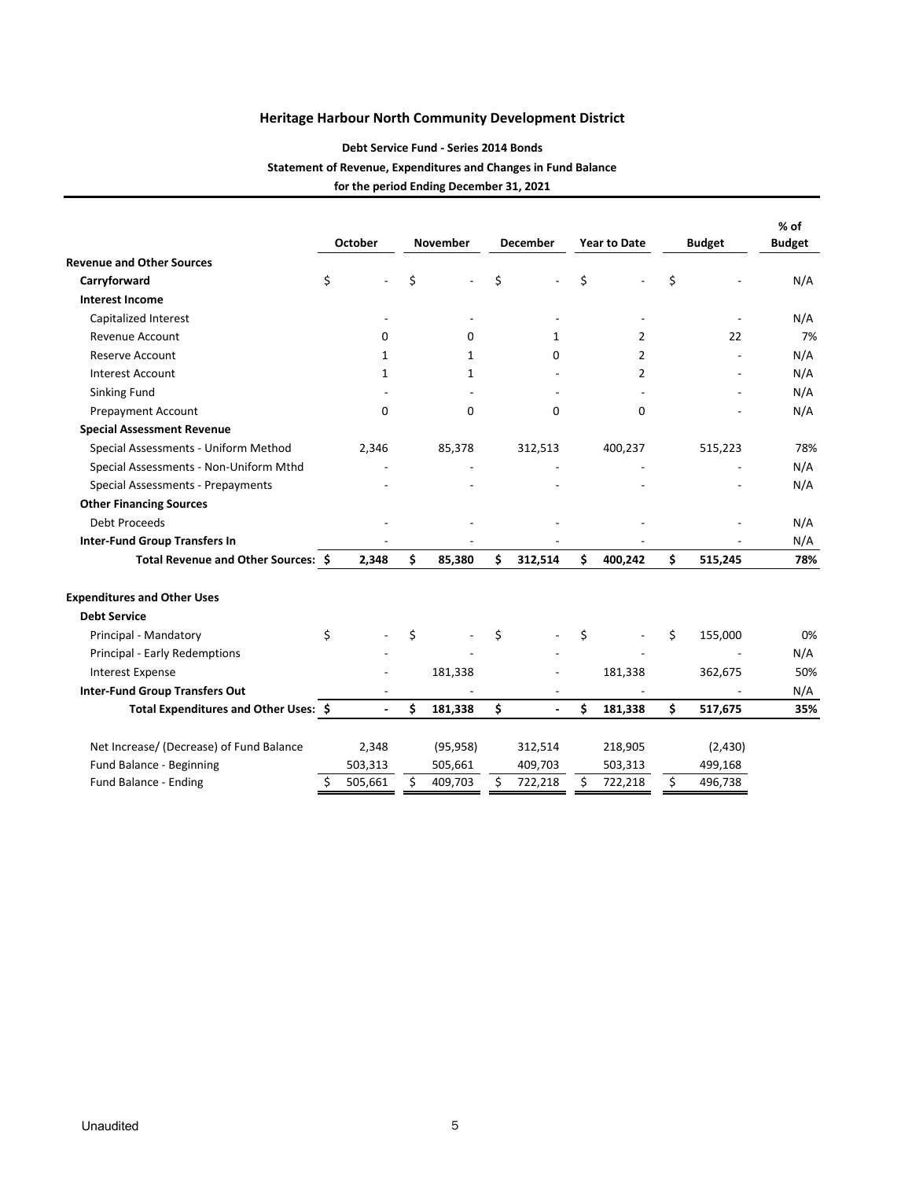# Heritage Harbour North Community Development District

## Debt Service Fund - Series 2014 Bonds

### Statement of Revenue, Expenditures and Changes in Fund Balance

### for the period Ending December 31, 2021

| | October | November | December | Year to Date | Budget | % of Budget |
|---|---|---|---|---|---|---|
| **Revenue and Other Sources** | | | | | | |
| **Carryforward** | $ - | $ - | $ - | $ - | $ - | N/A |
| **Interest Income** | | | | | | |
| Capitalized Interest | - | - | - | - | - | N/A |
| Revenue Account | 0 | 0 | 1 | 2 | 22 | 7% |
| Reserve Account | 1 | 1 | 0 | 2 | - | N/A |
| Interest Account | 1 | 1 | - | 2 | - | N/A |
| Sinking Fund | - | - | - | - | - | N/A |
| Prepayment Account | 0 | 0 | 0 | 0 | - | N/A |
| **Special Assessment Revenue** | | | | | | |
| Special Assessments - Uniform Method | 2,346 | 85,378 | 312,513 | 400,237 | 515,223 | 78% |
| Special Assessments - Non-Uniform Mthd | - | - | - | - | - | N/A |
| Special Assessments - Prepayments | - | - | - | - | - | N/A |
| **Other Financing Sources** | | | | | | |
| Debt Proceeds | - | - | - | - | - | N/A |
| **Inter-Fund Group Transfers In** | - | - | - | - | - | N/A |
| **Total Revenue and Other Sources:** | **$ 2,348** | **$ 85,380** | **$ 312,514** | **$ 400,242** | **$ 515,245** | **78%** |
| | | | | | | |
| **Expenditures and Other Uses** | | | | | | |
| **Debt Service** | | | | | | |
| Principal - Mandatory | $ - | $ - | $ - | $ - | $ 155,000 | 0% |
| Principal - Early Redemptions | - | - | - | - | - | N/A |
| Interest Expense | - | 181,338 | - | 181,338 | 362,675 | 50% |
| **Inter-Fund Group Transfers Out** | - | - | - | - | - | N/A |
| **Total Expenditures and Other Uses:** | **$ -** | **$ 181,338** | **$ -** | **$ 181,338** | **$ 517,675** | **35%** |
| | | | | | | |
| Net Increase/ (Decrease) of Fund Balance | 2,348 | (95,958) | 312,514 | 218,905 | (2,430) | |
| Fund Balance - Beginning | 503,313 | 505,661 | 409,703 | 503,313 | 499,168 | |
| Fund Balance - Ending | $ 505,661 | $ 409,703 | $ 722,218 | $ 722,218 | $ 496,738 | |

Unaudited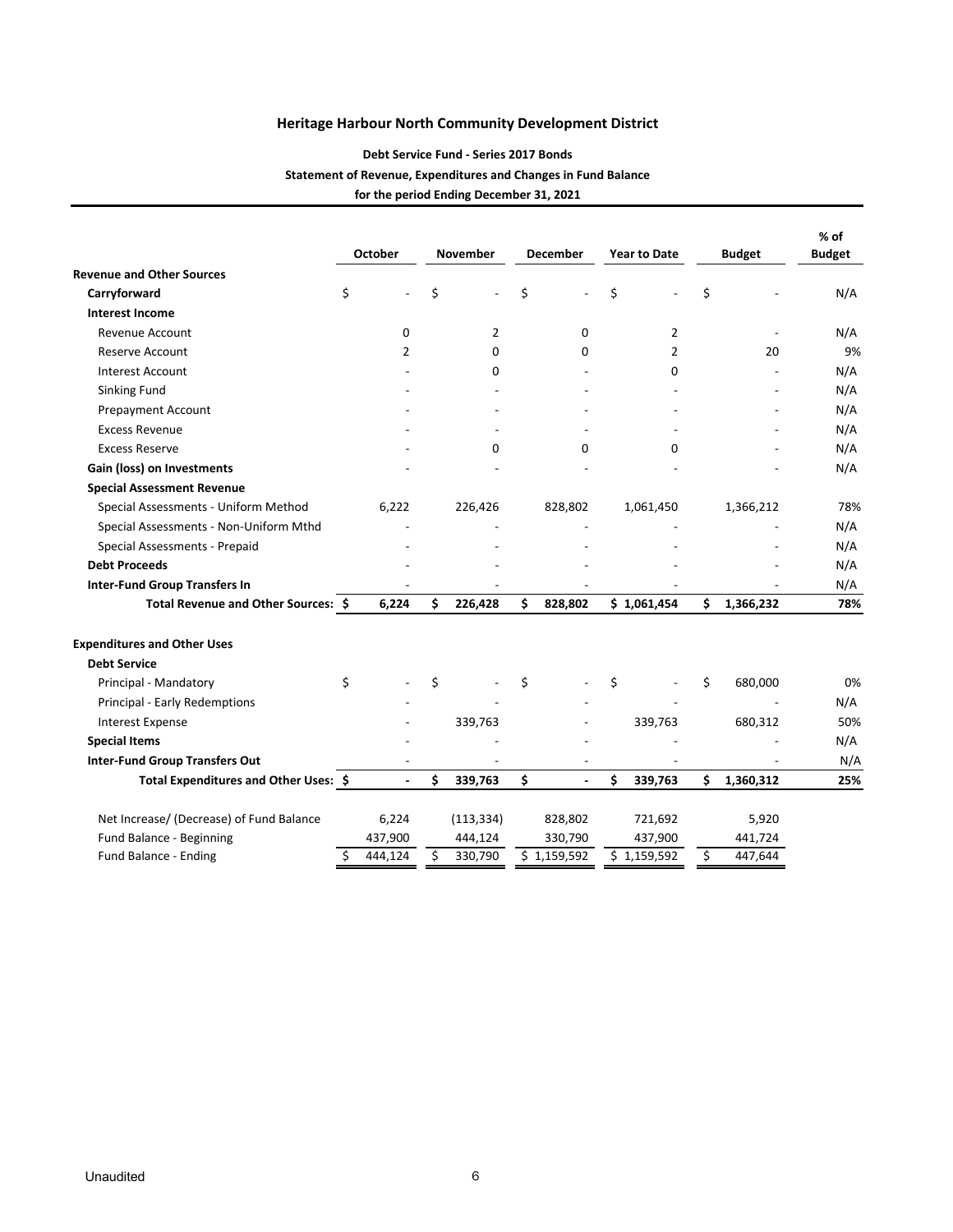## Heritage Harbour North Community Development District

### Debt Service Fund - Series 2017 Bonds

### Statement of Revenue, Expenditures and Changes in Fund Balance

### for the period Ending December 31, 2021

| | October | November | December | Year to Date | Budget | % of Budget |
|---|---|---|---|---|---|---|
| **Revenue and Other Sources** | | | | | | |
| **Carryforward** | $ - | $ - | $ - | $ - | $ - | N/A |
| **Interest Income** | | | | | | |
| Revenue Account | 0 | 2 | 0 | 2 | - | N/A |
| Reserve Account | 2 | 0 | 0 | 2 | 20 | 9% |
| Interest Account | - | 0 | - | 0 | - | N/A |
| Sinking Fund | - | - | - | - | - | N/A |
| Prepayment Account | - | - | - | - | - | N/A |
| Excess Revenue | - | - | - | - | - | N/A |
| Excess Reserve | - | 0 | 0 | 0 | - | N/A |
| **Gain (loss) on Investments** | - | - | - | - | - | N/A |
| **Special Assessment Revenue** | | | | | | |
| Special Assessments - Uniform Method | 6,222 | 226,426 | 828,802 | 1,061,450 | 1,366,212 | 78% |
| Special Assessments - Non-Uniform Mthd | - | - | - | - | - | N/A |
| Special Assessments - Prepaid | - | - | - | - | - | N/A |
| **Debt Proceeds** | - | - | - | - | - | N/A |
| **Inter-Fund Group Transfers In** | - | - | - | - | - | N/A |
| **Total Revenue and Other Sources:** | **$ 6,224** | **$ 226,428** | **$ 828,802** | **$ 1,061,454** | **$ 1,366,232** | **78%** |
| **Expenditures and Other Uses** | | | | | | |
| **Debt Service** | | | | | | |
| Principal - Mandatory | $ - | $ - | $ - | $ - | $ 680,000 | 0% |
| Principal - Early Redemptions | - | - | - | - | - | N/A |
| Interest Expense | - | 339,763 | - | 339,763 | 680,312 | 50% |
| **Special Items** | - | - | - | - | - | N/A |
| **Inter-Fund Group Transfers Out** | - | - | - | - | - | N/A |
| **Total Expenditures and Other Uses:** | **$ -** | **$ 339,763** | **$ -** | **$ 339,763** | **$ 1,360,312** | **25%** |
| Net Increase/ (Decrease) of Fund Balance | 6,224 | (113,334) | 828,802 | 721,692 | 5,920 | |
| Fund Balance - Beginning | 437,900 | 444,124 | 330,790 | 437,900 | 441,724 | |
| Fund Balance - Ending | $ 444,124 | $ 330,790 | $ 1,159,592 | $ 1,159,592 | $ 447,644 | |

Unaudited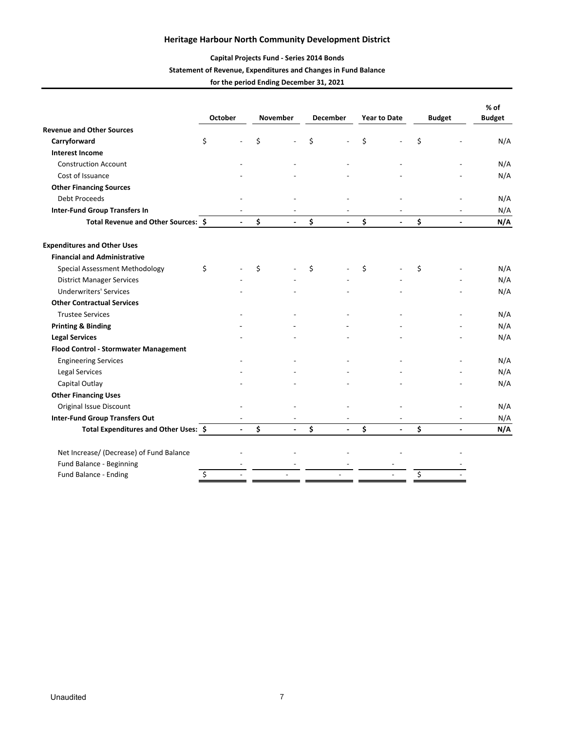# Heritage Harbour North Community Development District

## Capital Projects Fund - Series 2014 Bonds

### Statement of Revenue, Expenditures and Changes in Fund Balance

### for the period Ending December 31, 2021

| | October | November | December | Year to Date | Budget | % of Budget |
|---|---|---|---|---|---|---|
| **Revenue and Other Sources** | | | | | | |
| **Carryforward** | $ - | $ - | $ - | $ - | $ - | N/A |
| **Interest Income** | | | | | | |
| Construction Account | - | - | - | - | - | N/A |
| Cost of Issuance | - | - | - | - | - | N/A |
| **Other Financing Sources** | | | | | | |
| Debt Proceeds | - | - | - | - | - | N/A |
| **Inter-Fund Group Transfers In** | - | - | - | - | - | N/A |
| **Total Revenue and Other Sources:** | **$ -** | **$ -** | **$ -** | **$ -** | **$ -** | **N/A** |
| | | | | | | |
| **Expenditures and Other Uses** | | | | | | |
| **Financial and Administrative** | | | | | | |
| Special Assessment Methodology | $ - | $ - | $ - | $ - | $ - | N/A |
| District Manager Services | - | - | - | - | - | N/A |
| Underwriters' Services | - | - | - | - | - | N/A |
| **Other Contractual Services** | | | | | | |
| Trustee Services | - | - | - | - | - | N/A |
| **Printing & Binding** | - | - | - | - | - | N/A |
| **Legal Services** | - | - | - | - | - | N/A |
| **Flood Control - Stormwater Management** | | | | | | |
| Engineering Services | - | - | - | - | - | N/A |
| Legal Services | - | - | - | - | - | N/A |
| Capital Outlay | - | - | - | - | - | N/A |
| **Other Financing Uses** | | | | | | |
| Original Issue Discount | - | - | - | - | - | N/A |
| **Inter-Fund Group Transfers Out** | - | - | - | - | - | N/A |
| **Total Expenditures and Other Uses:** | **$ -** | **$ -** | **$ -** | **$ -** | **$ -** | **N/A** |
| | | | | | | |
| Net Increase/ (Decrease) of Fund Balance | - | - | - | - | - | |
| Fund Balance - Beginning | - | - | - | - | - | |
| Fund Balance - Ending | $ - | - | - | - | $ - | |

Unaudited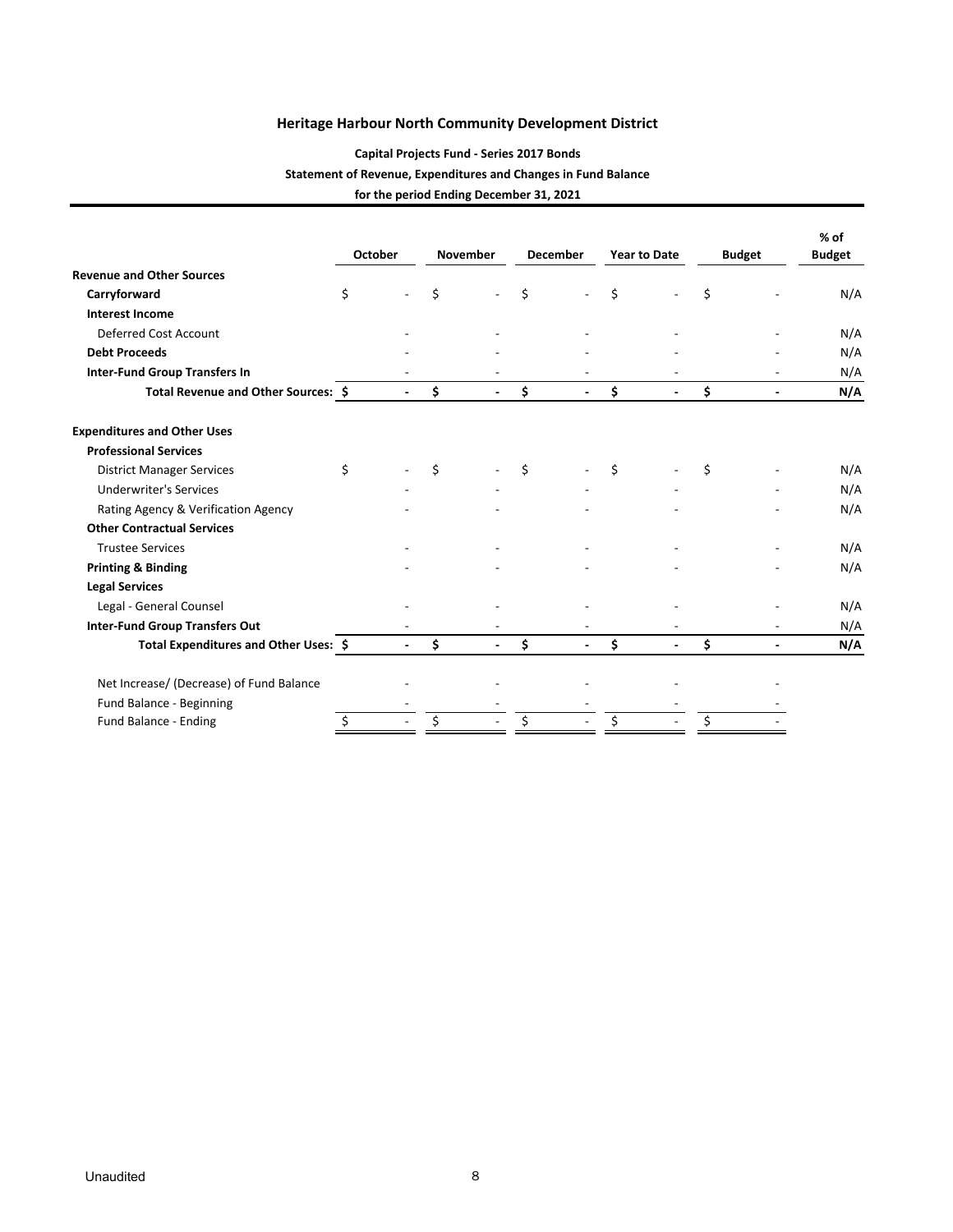# Heritage Harbour North Community Development District

### Capital Projects Fund - Series 2017 Bonds

### Statement of Revenue, Expenditures and Changes in Fund Balance

### for the period Ending December 31, 2021

| | October | November | December | Year to Date | Budget | % of Budget |
|---|---|---|---|---|---|---|
| **Revenue and Other Sources** | | | | | | |
| **Carryforward** | $ - | $ - | $ - | $ - | $ - | N/A |
| **Interest Income** | | | | | | |
| Deferred Cost Account | - | - | - | - | - | N/A |
| **Debt Proceeds** | - | - | - | - | - | N/A |
| **Inter-Fund Group Transfers In** | - | - | - | - | - | N/A |
| **Total Revenue and Other Sources:** | **$ -** | **$ -** | **$ -** | **$ -** | **$ -** | **N/A** |
| **Expenditures and Other Uses** | | | | | | |
| **Professional Services** | | | | | | |
| District Manager Services | $ - | $ - | $ - | $ - | $ - | N/A |
| Underwriter's Services | - | - | - | - | - | N/A |
| Rating Agency & Verification Agency | - | - | - | - | - | N/A |
| **Other Contractual Services** | | | | | | |
| Trustee Services | - | - | - | - | - | N/A |
| **Printing & Binding** | - | - | - | - | - | N/A |
| **Legal Services** | | | | | | |
| Legal - General Counsel | - | - | - | - | - | N/A |
| **Inter-Fund Group Transfers Out** | - | - | - | - | - | N/A |
| **Total Expenditures and Other Uses:** | **$ -** | **$ -** | **$ -** | **$ -** | **$ -** | **N/A** |
| Net Increase/ (Decrease) of Fund Balance | - | - | - | - | - | |
| Fund Balance - Beginning | - | - | - | - | - | |
| Fund Balance - Ending | $ - | $ - | $ - | $ - | $ - | |

Unaudited